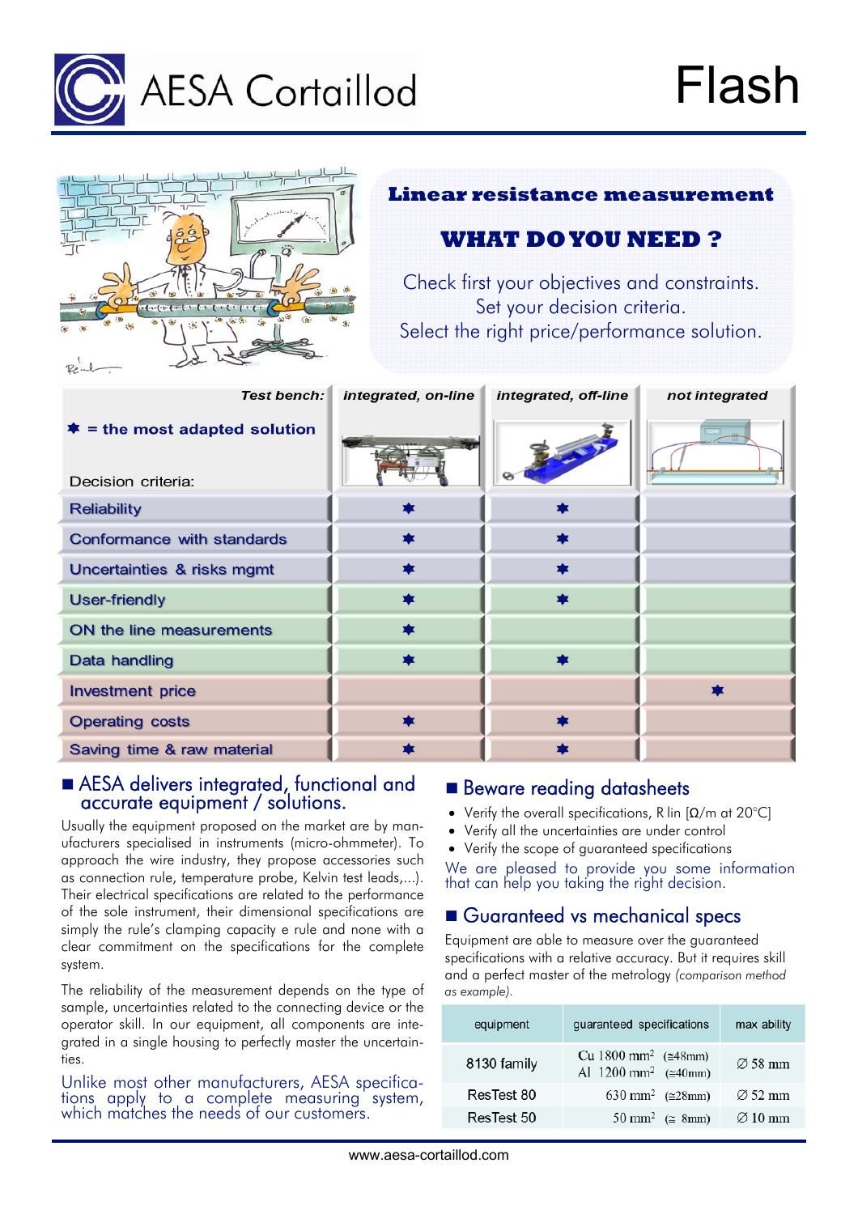# AESA Cortaillod

# Flash

## Linear resistance measurement

## WHAT DO YOU NEED ?

Check first your objectives and constraints.
Set your decision criteria.
Select the right price/performance solution.

| Test bench: ✱ = the most adapted solution — Decision criteria: | integrated, on-line | integrated, off-line | not integrated |
|---|---|---|---|
| Reliability | ✱ | ✱ | |
| Conformance with standards | ✱ | ✱ | |
| Uncertainties & risks mgmt | ✱ | ✱ | |
| User-friendly | ✱ | ✱ | |
| ON the line measurements | ✱ | | |
| Data handling | ✱ | ✱ | |
| Investment price | | | ✱ |
| Operating costs | ✱ | ✱ | |
| Saving time & raw material | ✱ | ✱ | |

## AESA delivers integrated, functional and accurate equipment / solutions.

Usually the equipment proposed on the market are by manufacturers specialised in instruments (micro-ohmmeter). To approach the wire industry, they propose accessories such as connection rule, temperature probe, Kelvin test leads,...). Their electrical specifications are related to the performance of the sole instrument, their dimensional specifications are simply the rule's clamping capacity e rule and none with a clear commitment on the specifications for the complete system.

The reliability of the measurement depends on the type of sample, uncertainties related to the connecting device or the operator skill. In our equipment, all components are integrated in a single housing to perfectly master the uncertainties.

Unlike most other manufacturers, AESA specifications apply to a complete measuring system, which matches the needs of our customers.

## Beware reading datasheets

- Verify the overall specifications, R lin [Ω/m at 20°C]
- Verify all the uncertainties are under control
- Verify the scope of guaranteed specifications

We are pleased to provide you some information that can help you taking the right decision.

## Guaranteed vs mechanical specs

Equipment are able to measure over the guaranteed specifications with a relative accuracy. But it requires skill and a perfect master of the metrology *(comparison method as example)*.

| equipment | guaranteed specifications | max ability |
|---|---|---|
| 8130 family | Cu 1800 mm$^2$ (≅48mm)<br>Al 1200 mm$^2$ (≅40mm) | ∅ 58 mm |
| ResTest 80 | 630 mm$^2$ (≅28mm) | ∅ 52 mm |
| ResTest 50 | 50 mm$^2$ (≅ 8mm) | ∅ 10 mm |

www.aesa-cortaillod.com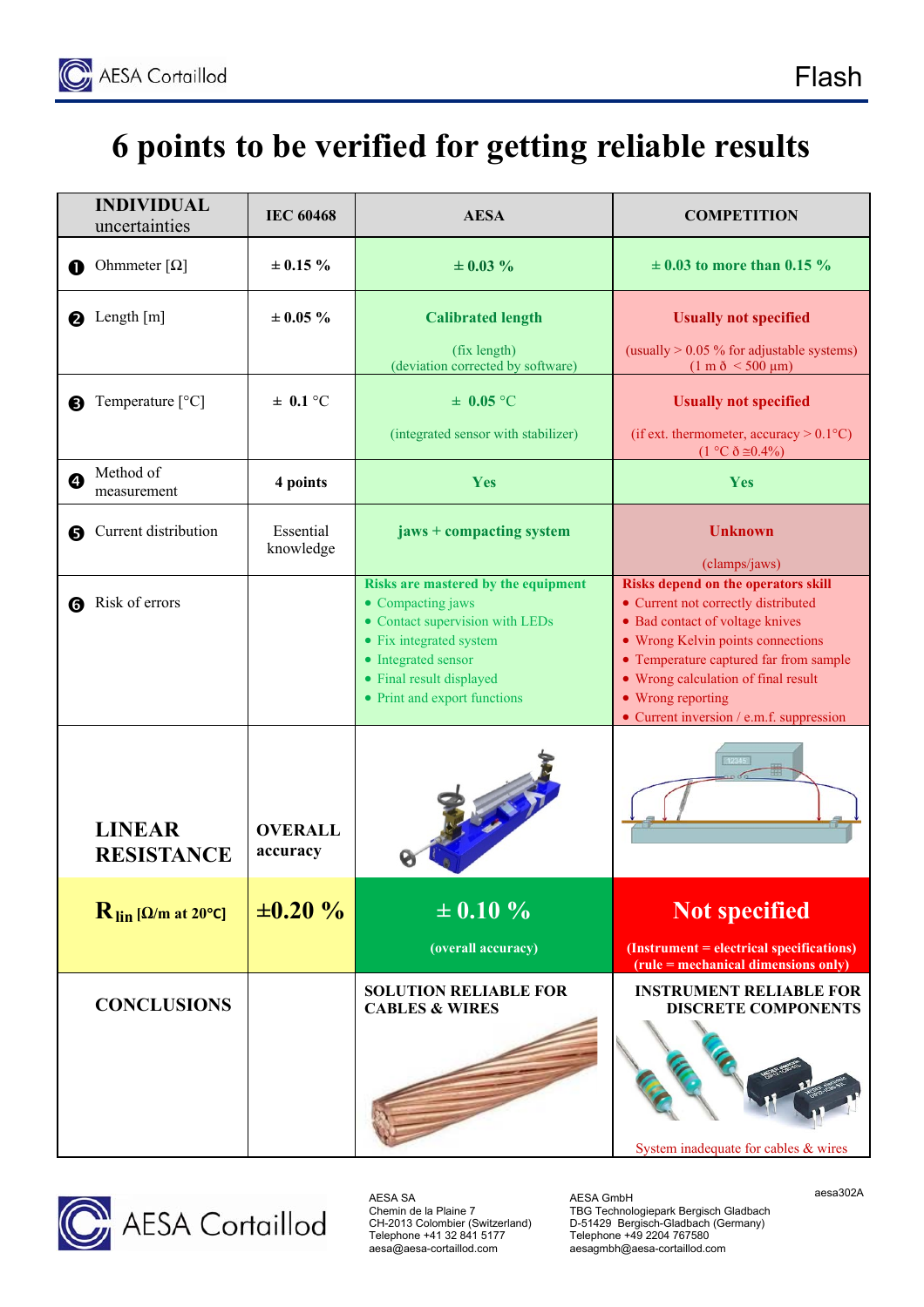# 6 points to be verified for getting reliable results

| INDIVIDUAL uncertainties | IEC 60468 | AESA | COMPETITION |
|---|---|---|---|
| ❶ Ohmmeter [Ω] | ± 0.15 % | ± 0.03 % | ± 0.03 to more than 0.15 % |
| ❷ Length [m] | ± 0.05 % | **Calibrated length** (fix length) (deviation corrected by software) | **Usually not specified** (usually > 0.05 % for adjustable systems) (1 m ð < 500 µm) |
| ❸ Temperature [°C] | ± 0.1 °C | ± 0.05 °C (integrated sensor with stabilizer) | **Usually not specified** (if ext. thermometer, accuracy > 0.1°C) (1 °C ð ≅0.4%) |
| ❹ Method of measurement | 4 points | Yes | Yes |
| ❺ Current distribution | Essential knowledge | jaws + compacting system | **Unknown** (clamps/jaws) |
| ❻ Risk of errors | | **Risks are mastered by the equipment**<br>• Compacting jaws<br>• Contact supervision with LEDs<br>• Fix integrated system<br>• Integrated sensor<br>• Final result displayed<br>• Print and export functions | **Risks depend on the operators skill**<br>• Current not correctly distributed<br>• Bad contact of voltage knives<br>• Wrong Kelvin points connections<br>• Temperature captured far from sample<br>• Wrong calculation of final result<br>• Wrong reporting<br>• Current inversion / e.m.f. suppression |
| **LINEAR RESISTANCE** | **OVERALL accuracy** | | |
| $R_{lin}$ [Ω/m at 20°C] | **±0.20 %** | **± 0.10 %** (overall accuracy) | **Not specified** (Instrument = electrical specifications) (rule = mechanical dimensions only) |
| **CONCLUSIONS** | | **SOLUTION RELIABLE FOR CABLES & WIRES** | **INSTRUMENT RELIABLE FOR DISCRETE COMPONENTS**<br>System inadequate for cables & wires |

AESA Cortaillod

AESA SA
Chemin de la Plaine 7
CH-2013 Colombier (Switzerland)
Telephone +41 32 841 5177
aesa@aesa-cortaillod.com

AESA GmbH
TBG Technologiepark Bergisch Gladbach
D-51429 Bergisch-Gladbach (Germany)
Telephone +49 2204 767580
aesagmbh@aesa-cortaillod.com

aesa302A